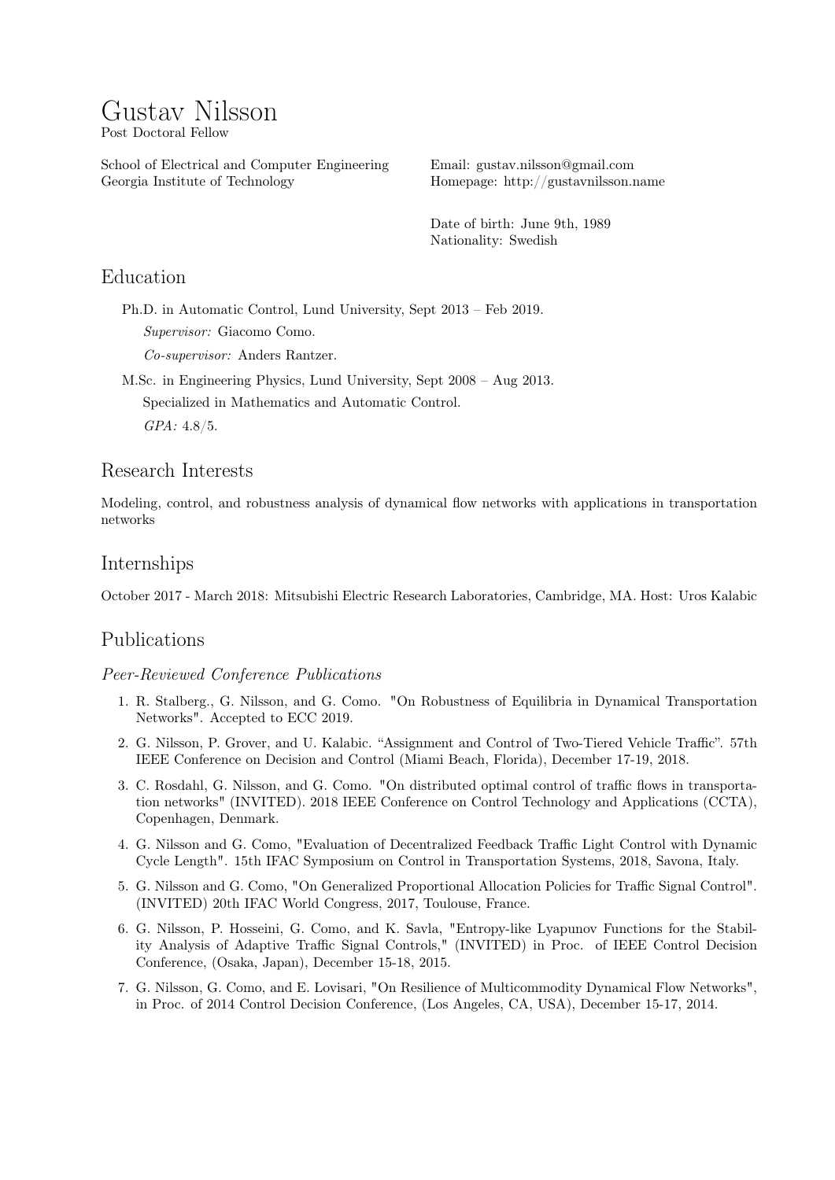# Gustav Nilsson

Post Doctoral Fellow

School of Electrical and Computer Engineering
Georgia Institute of Technology

Email: gustav.nilsson@gmail.com
Homepage: http://gustavnilsson.name

Date of birth: June 9th, 1989
Nationality: Swedish

## Education

Ph.D. in Automatic Control, Lund University, Sept 2013 – Feb 2019.

*Supervisor:* Giacomo Como.

*Co-supervisor:* Anders Rantzer.

M.Sc. in Engineering Physics, Lund University, Sept 2008 – Aug 2013.

Specialized in Mathematics and Automatic Control.

*GPA:* 4.8/5.

## Research Interests

Modeling, control, and robustness analysis of dynamical flow networks with applications in transportation networks

## Internships

October 2017 - March 2018: Mitsubishi Electric Research Laboratories, Cambridge, MA. Host: Uros Kalabic

## Publications

### *Peer-Reviewed Conference Publications*

1. R. Stalberg., G. Nilsson, and G. Como. "On Robustness of Equilibria in Dynamical Transportation Networks". Accepted to ECC 2019.
2. G. Nilsson, P. Grover, and U. Kalabic. "Assignment and Control of Two-Tiered Vehicle Traffic". 57th IEEE Conference on Decision and Control (Miami Beach, Florida), December 17-19, 2018.
3. C. Rosdahl, G. Nilsson, and G. Como. "On distributed optimal control of traffic flows in transportation networks" (INVITED). 2018 IEEE Conference on Control Technology and Applications (CCTA), Copenhagen, Denmark.
4. G. Nilsson and G. Como, "Evaluation of Decentralized Feedback Traffic Light Control with Dynamic Cycle Length". 15th IFAC Symposium on Control in Transportation Systems, 2018, Savona, Italy.
5. G. Nilsson and G. Como, "On Generalized Proportional Allocation Policies for Traffic Signal Control". (INVITED) 20th IFAC World Congress, 2017, Toulouse, France.
6. G. Nilsson, P. Hosseini, G. Como, and K. Savla, "Entropy-like Lyapunov Functions for the Stability Analysis of Adaptive Traffic Signal Controls," (INVITED) in Proc. of IEEE Control Decision Conference, (Osaka, Japan), December 15-18, 2015.
7. G. Nilsson, G. Como, and E. Lovisari, "On Resilience of Multicommodity Dynamical Flow Networks", in Proc. of 2014 Control Decision Conference, (Los Angeles, CA, USA), December 15-17, 2014.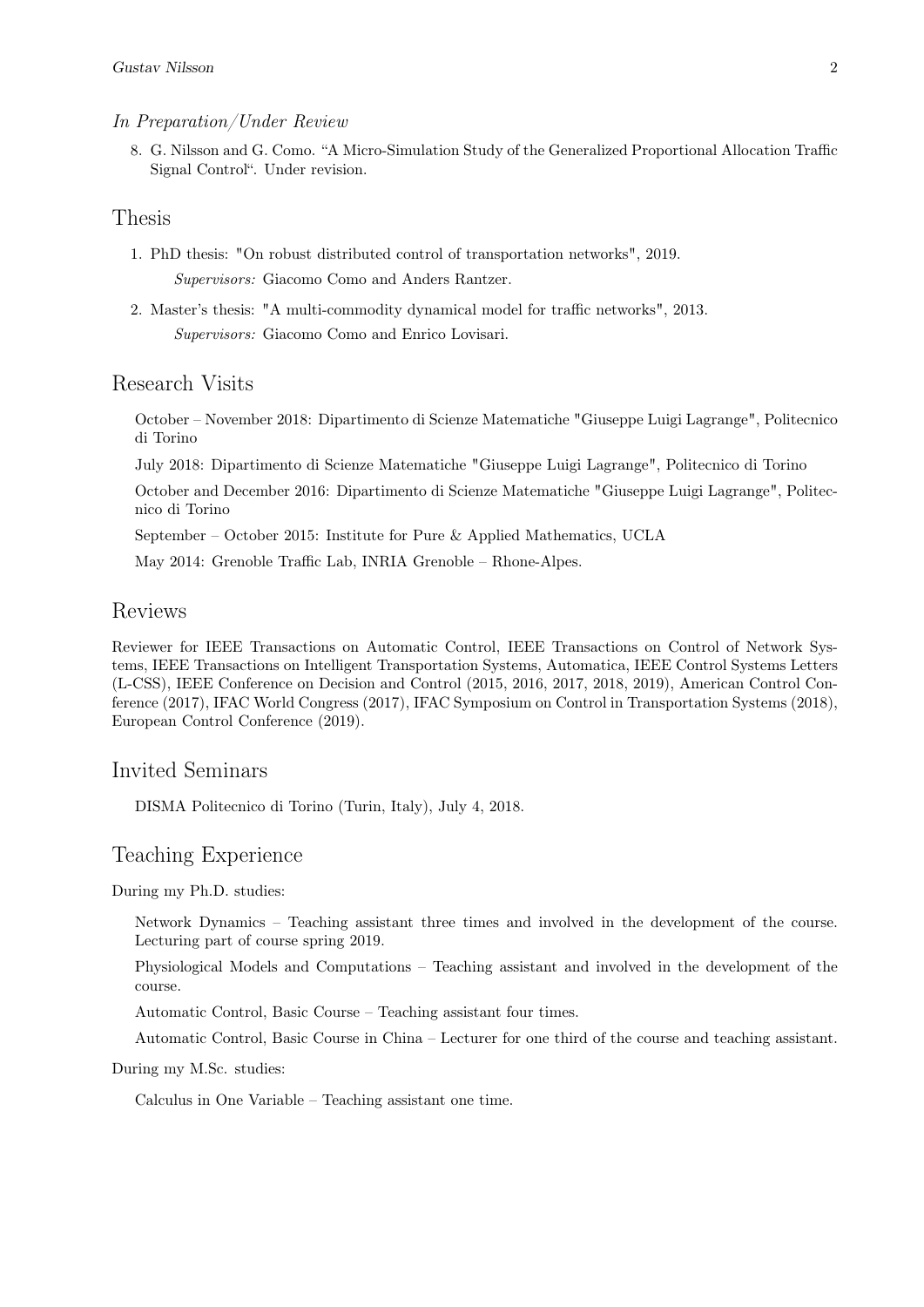*In Preparation/Under Review*

8. G. Nilsson and G. Como. "A Micro-Simulation Study of the Generalized Proportional Allocation Traffic Signal Control". Under revision.

## Thesis

1. PhD thesis: "On robust distributed control of transportation networks", 2019.

   *Supervisors:* Giacomo Como and Anders Rantzer.

2. Master's thesis: "A multi-commodity dynamical model for traffic networks", 2013.

   *Supervisors:* Giacomo Como and Enrico Lovisari.

## Research Visits

October – November 2018: Dipartimento di Scienze Matematiche "Giuseppe Luigi Lagrange", Politecnico di Torino

July 2018: Dipartimento di Scienze Matematiche "Giuseppe Luigi Lagrange", Politecnico di Torino

October and December 2016: Dipartimento di Scienze Matematiche "Giuseppe Luigi Lagrange", Politecnico di Torino

September – October 2015: Institute for Pure & Applied Mathematics, UCLA

May 2014: Grenoble Traffic Lab, INRIA Grenoble – Rhone-Alpes.

## Reviews

Reviewer for IEEE Transactions on Automatic Control, IEEE Transactions on Control of Network Systems, IEEE Transactions on Intelligent Transportation Systems, Automatica, IEEE Control Systems Letters (L-CSS), IEEE Conference on Decision and Control (2015, 2016, 2017, 2018, 2019), American Control Conference (2017), IFAC World Congress (2017), IFAC Symposium on Control in Transportation Systems (2018), European Control Conference (2019).

## Invited Seminars

DISMA Politecnico di Torino (Turin, Italy), July 4, 2018.

## Teaching Experience

During my Ph.D. studies:

Network Dynamics – Teaching assistant three times and involved in the development of the course. Lecturing part of course spring 2019.

Physiological Models and Computations – Teaching assistant and involved in the development of the course.

Automatic Control, Basic Course – Teaching assistant four times.

Automatic Control, Basic Course in China – Lecturer for one third of the course and teaching assistant.

During my M.Sc. studies:

Calculus in One Variable – Teaching assistant one time.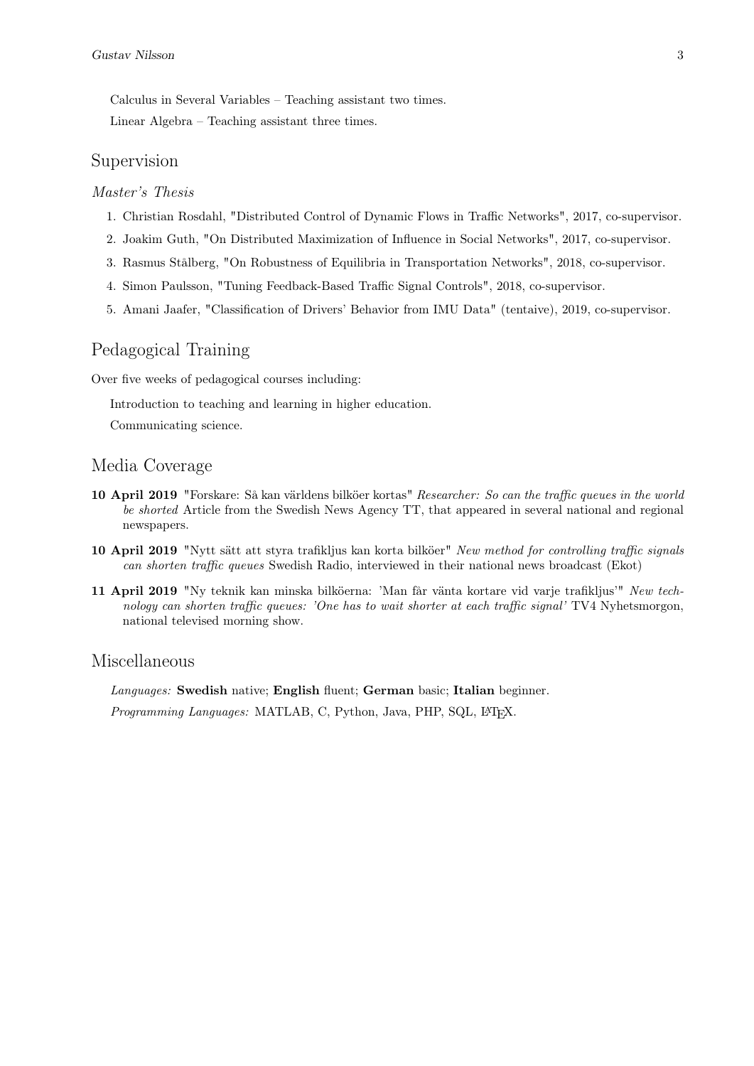Calculus in Several Variables – Teaching assistant two times.

Linear Algebra – Teaching assistant three times.

## Supervision

### *Master's Thesis*

1. Christian Rosdahl, "Distributed Control of Dynamic Flows in Traffic Networks", 2017, co-supervisor.
2. Joakim Guth, "On Distributed Maximization of Influence in Social Networks", 2017, co-supervisor.
3. Rasmus Stålberg, "On Robustness of Equilibria in Transportation Networks", 2018, co-supervisor.
4. Simon Paulsson, "Tuning Feedback-Based Traffic Signal Controls", 2018, co-supervisor.
5. Amani Jaafer, "Classification of Drivers' Behavior from IMU Data" (tentaive), 2019, co-supervisor.

## Pedagogical Training

Over five weeks of pedagogical courses including:

Introduction to teaching and learning in higher education.

Communicating science.

## Media Coverage

**10 April 2019** "Forskare: Så kan världens bilköer kortas" *Researcher: So can the traffic queues in the world be shorted* Article from the Swedish News Agency TT, that appeared in several national and regional newspapers.

**10 April 2019** "Nytt sätt att styra trafikljus kan korta bilköer" *New method for controlling traffic signals can shorten traffic queues* Swedish Radio, interviewed in their national news broadcast (Ekot)

**11 April 2019** "Ny teknik kan minska bilköerna: 'Man får vänta kortare vid varje trafikljus'" *New technology can shorten traffic queues: 'One has to wait shorter at each traffic signal'* TV4 Nyhetsmorgon, national televised morning show.

## Miscellaneous

*Languages:* **Swedish** native; **English** fluent; **German** basic; **Italian** beginner.

*Programming Languages:* MATLAB, C, Python, Java, PHP, SQL, LaTeX.